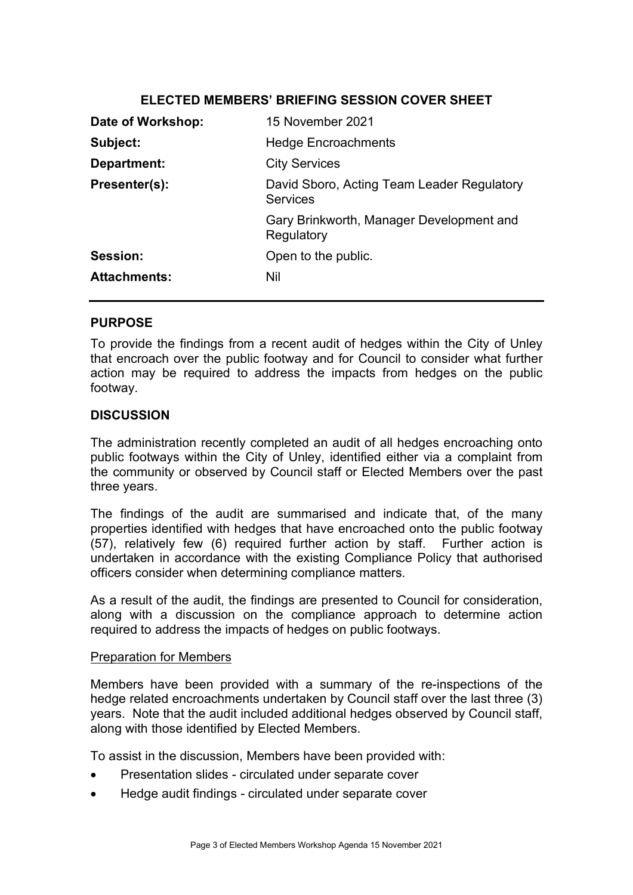## ELECTED MEMBERS' BRIEFING SESSION COVER SHEET

| | |
|---|---|
| **Date of Workshop:** | 15 November 2021 |
| **Subject:** | Hedge Encroachments |
| **Department:** | City Services |
| **Presenter(s):** | David Sboro, Acting Team Leader Regulatory Services |
| | Gary Brinkworth, Manager Development and Regulatory |
| **Session:** | Open to the public. |
| **Attachments:** | Nil |

### PURPOSE

To provide the findings from a recent audit of hedges within the City of Unley that encroach over the public footway and for Council to consider what further action may be required to address the impacts from hedges on the public footway.

### DISCUSSION

The administration recently completed an audit of all hedges encroaching onto public footways within the City of Unley, identified either via a complaint from the community or observed by Council staff or Elected Members over the past three years.

The findings of the audit are summarised and indicate that, of the many properties identified with hedges that have encroached onto the public footway (57), relatively few (6) required further action by staff. Further action is undertaken in accordance with the existing Compliance Policy that authorised officers consider when determining compliance matters.

As a result of the audit, the findings are presented to Council for consideration, along with a discussion on the compliance approach to determine action required to address the impacts of hedges on public footways.

<u>Preparation for Members</u>

Members have been provided with a summary of the re-inspections of the hedge related encroachments undertaken by Council staff over the last three (3) years. Note that the audit included additional hedges observed by Council staff, along with those identified by Elected Members.

To assist in the discussion, Members have been provided with:

- Presentation slides - circulated under separate cover
- Hedge audit findings - circulated under separate cover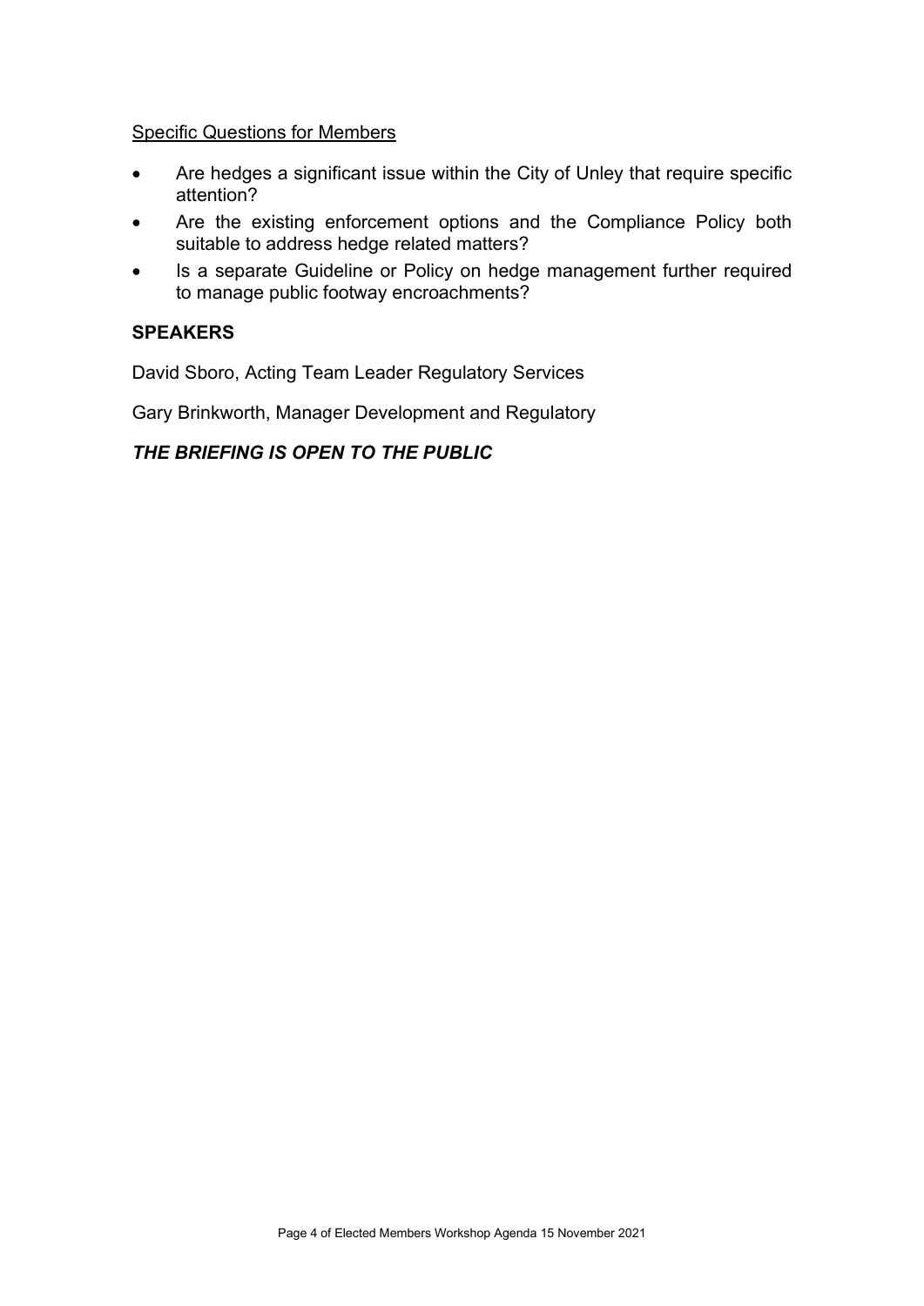Specific Questions for Members

- Are hedges a significant issue within the City of Unley that require specific attention?
- Are the existing enforcement options and the Compliance Policy both suitable to address hedge related matters?
- Is a separate Guideline or Policy on hedge management further required to manage public footway encroachments?

## SPEAKERS

David Sboro, Acting Team Leader Regulatory Services

Gary Brinkworth, Manager Development and Regulatory

***THE BRIEFING IS OPEN TO THE PUBLIC***